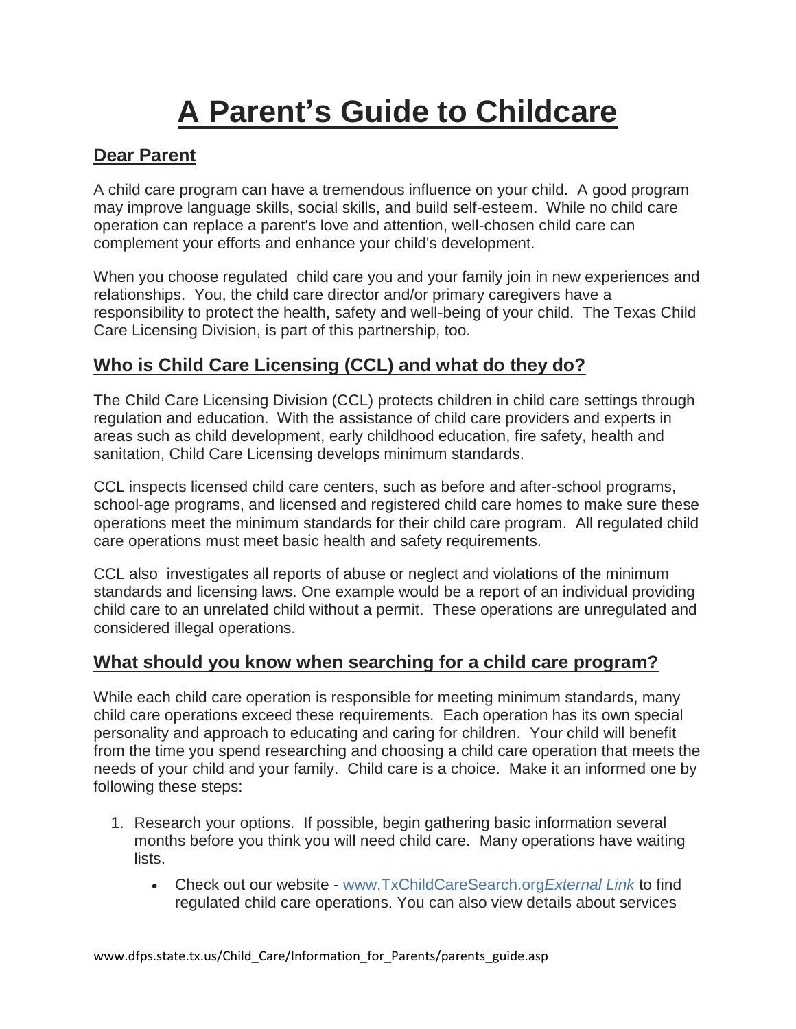# A Parent's Guide to Childcare

## Dear Parent

A child care program can have a tremendous influence on your child. A good program may improve language skills, social skills, and build self-esteem. While no child care operation can replace a parent's love and attention, well-chosen child care can complement your efforts and enhance your child's development.

When you choose regulated child care you and your family join in new experiences and relationships. You, the child care director and/or primary caregivers have a responsibility to protect the health, safety and well-being of your child. The Texas Child Care Licensing Division, is part of this partnership, too.

## Who is Child Care Licensing (CCL) and what do they do?

The Child Care Licensing Division (CCL) protects children in child care settings through regulation and education. With the assistance of child care providers and experts in areas such as child development, early childhood education, fire safety, health and sanitation, Child Care Licensing develops minimum standards.

CCL inspects licensed child care centers, such as before and after-school programs, school-age programs, and licensed and registered child care homes to make sure these operations meet the minimum standards for their child care program. All regulated child care operations must meet basic health and safety requirements.

CCL also investigates all reports of abuse or neglect and violations of the minimum standards and licensing laws. One example would be a report of an individual providing child care to an unrelated child without a permit. These operations are unregulated and considered illegal operations.

## What should you know when searching for a child care program?

While each child care operation is responsible for meeting minimum standards, many child care operations exceed these requirements. Each operation has its own special personality and approach to educating and caring for children. Your child will benefit from the time you spend researching and choosing a child care operation that meets the needs of your child and your family. Child care is a choice. Make it an informed one by following these steps:

1. Research your options. If possible, begin gathering basic information several months before you think you will need child care. Many operations have waiting lists.
   - Check out our website - www.TxChildCareSearch.org*External Link* to find regulated child care operations. You can also view details about services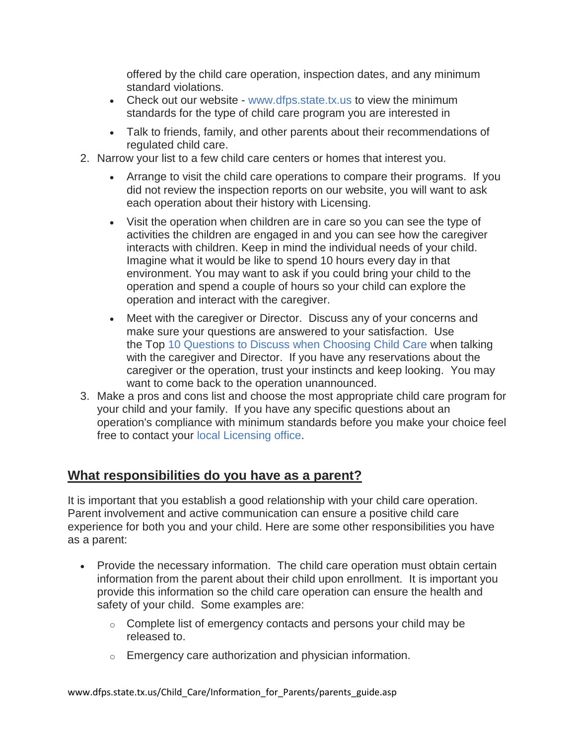offered by the child care operation, inspection dates, and any minimum standard violations.

- Check out our website - www.dfps.state.tx.us to view the minimum standards for the type of child care program you are interested in
- Talk to friends, family, and other parents about their recommendations of regulated child care.

2. Narrow your list to a few child care centers or homes that interest you.
    - Arrange to visit the child care operations to compare their programs. If you did not review the inspection reports on our website, you will want to ask each operation about their history with Licensing.
    - Visit the operation when children are in care so you can see the type of activities the children are engaged in and you can see how the caregiver interacts with children. Keep in mind the individual needs of your child. Imagine what it would be like to spend 10 hours every day in that environment. You may want to ask if you could bring your child to the operation and spend a couple of hours so your child can explore the operation and interact with the caregiver.
    - Meet with the caregiver or Director. Discuss any of your concerns and make sure your questions are answered to your satisfaction. Use the Top 10 Questions to Discuss when Choosing Child Care when talking with the caregiver and Director. If you have any reservations about the caregiver or the operation, trust your instincts and keep looking. You may want to come back to the operation unannounced.
3. Make a pros and cons list and choose the most appropriate child care program for your child and your family. If you have any specific questions about an operation's compliance with minimum standards before you make your choice feel free to contact your local Licensing office.

## What responsibilities do you have as a parent?

It is important that you establish a good relationship with your child care operation. Parent involvement and active communication can ensure a positive child care experience for both you and your child. Here are some other responsibilities you have as a parent:

- Provide the necessary information. The child care operation must obtain certain information from the parent about their child upon enrollment. It is important you provide this information so the child care operation can ensure the health and safety of your child. Some examples are:
    - Complete list of emergency contacts and persons your child may be released to.
    - Emergency care authorization and physician information.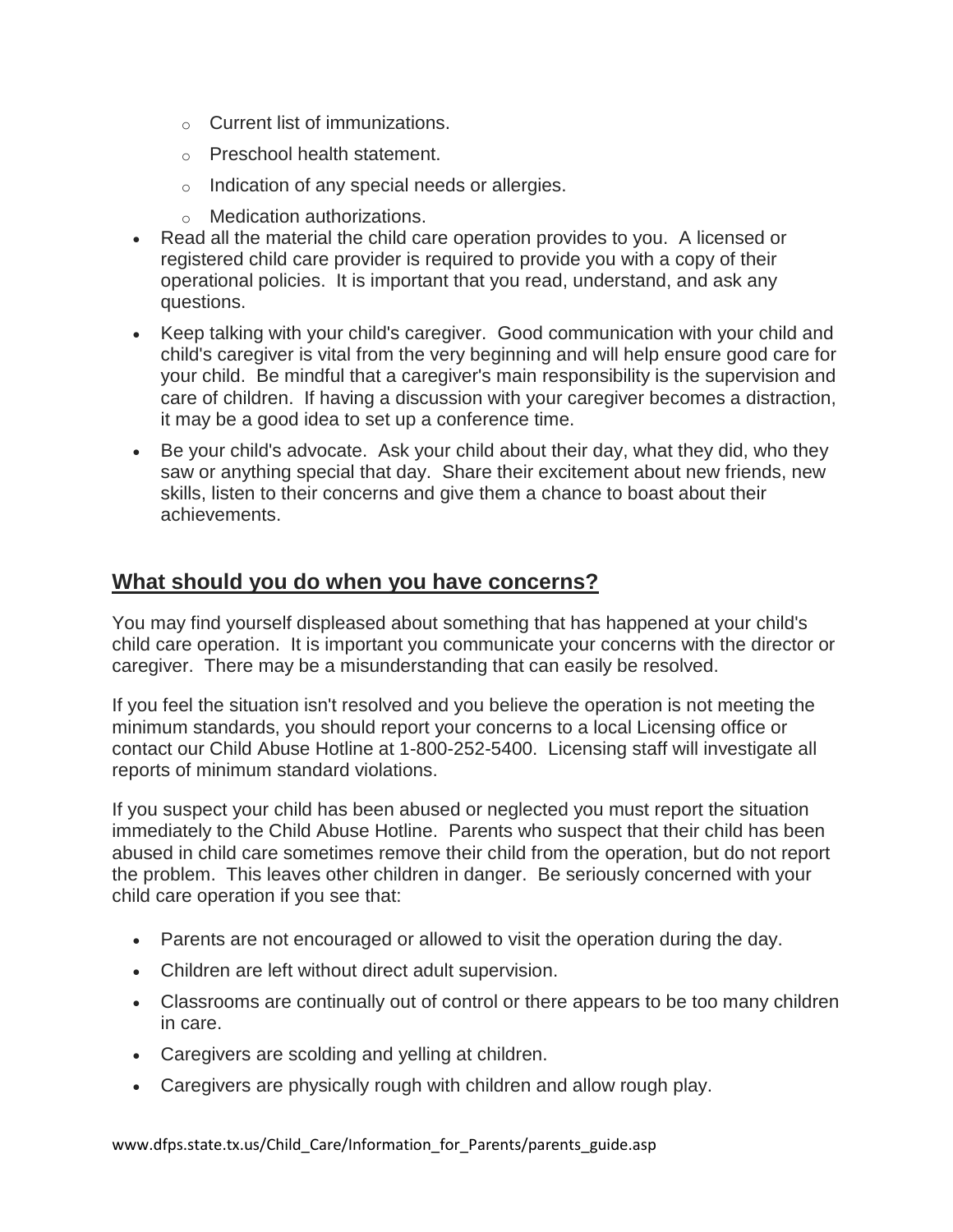- Current list of immunizations.
  - Preschool health statement.
  - Indication of any special needs or allergies.
  - Medication authorizations.
- Read all the material the child care operation provides to you. A licensed or registered child care provider is required to provide you with a copy of their operational policies. It is important that you read, understand, and ask any questions.
- Keep talking with your child's caregiver. Good communication with your child and child's caregiver is vital from the very beginning and will help ensure good care for your child. Be mindful that a caregiver's main responsibility is the supervision and care of children. If having a discussion with your caregiver becomes a distraction, it may be a good idea to set up a conference time.
- Be your child's advocate. Ask your child about their day, what they did, who they saw or anything special that day. Share their excitement about new friends, new skills, listen to their concerns and give them a chance to boast about their achievements.

## What should you do when you have concerns?

You may find yourself displeased about something that has happened at your child's child care operation. It is important you communicate your concerns with the director or caregiver. There may be a misunderstanding that can easily be resolved.

If you feel the situation isn't resolved and you believe the operation is not meeting the minimum standards, you should report your concerns to a local Licensing office or contact our Child Abuse Hotline at 1-800-252-5400. Licensing staff will investigate all reports of minimum standard violations.

If you suspect your child has been abused or neglected you must report the situation immediately to the Child Abuse Hotline. Parents who suspect that their child has been abused in child care sometimes remove their child from the operation, but do not report the problem. This leaves other children in danger. Be seriously concerned with your child care operation if you see that:

- Parents are not encouraged or allowed to visit the operation during the day.
- Children are left without direct adult supervision.
- Classrooms are continually out of control or there appears to be too many children in care.
- Caregivers are scolding and yelling at children.
- Caregivers are physically rough with children and allow rough play.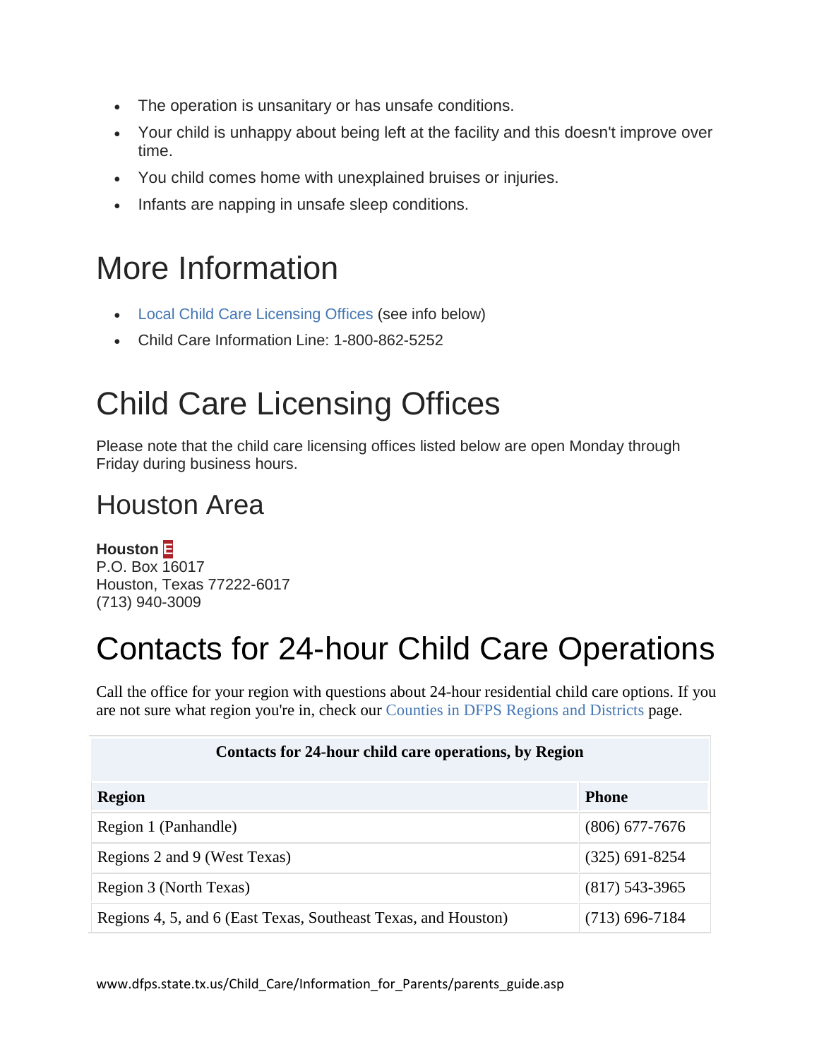- The operation is unsanitary or has unsafe conditions.
- Your child is unhappy about being left at the facility and this doesn't improve over time.
- You child comes home with unexplained bruises or injuries.
- Infants are napping in unsafe sleep conditions.

# More Information

- Local Child Care Licensing Offices (see info below)
- Child Care Information Line: 1-800-862-5252

# Child Care Licensing Offices

Please note that the child care licensing offices listed below are open Monday through Friday during business hours.

## Houston Area

**Houston** E
P.O. Box 16017
Houston, Texas 77222-6017
(713) 940-3009

# Contacts for 24-hour Child Care Operations

Call the office for your region with questions about 24-hour residential child care options. If you are not sure what region you're in, check our Counties in DFPS Regions and Districts page.

**Contacts for 24-hour child care operations, by Region**

| Region | Phone |
|---|---|
| Region 1 (Panhandle) | (806) 677-7676 |
| Regions 2 and 9 (West Texas) | (325) 691-8254 |
| Region 3 (North Texas) | (817) 543-3965 |
| Regions 4, 5, and 6 (East Texas, Southeast Texas, and Houston) | (713) 696-7184 |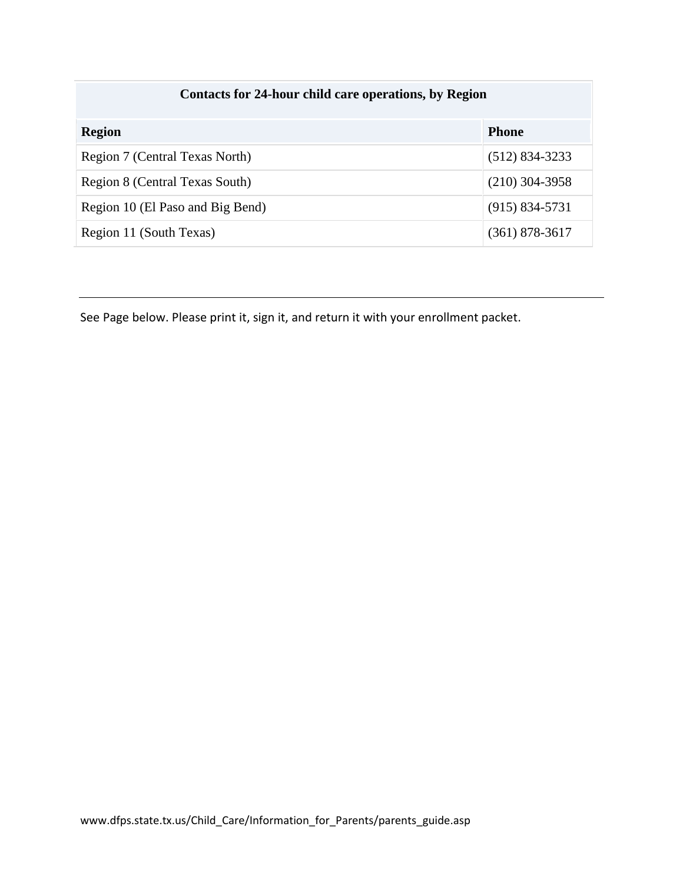| Contacts for 24-hour child care operations, by Region | |
|---|---|
| **Region** | **Phone** |
| Region 7 (Central Texas North) | (512) 834-3233 |
| Region 8 (Central Texas South) | (210) 304-3958 |
| Region 10 (El Paso and Big Bend) | (915) 834-5731 |
| Region 11 (South Texas) | (361) 878-3617 |

---

See Page below. Please print it, sign it, and return it with your enrollment packet.

www.dfps.state.tx.us/Child_Care/Information_for_Parents/parents_guide.asp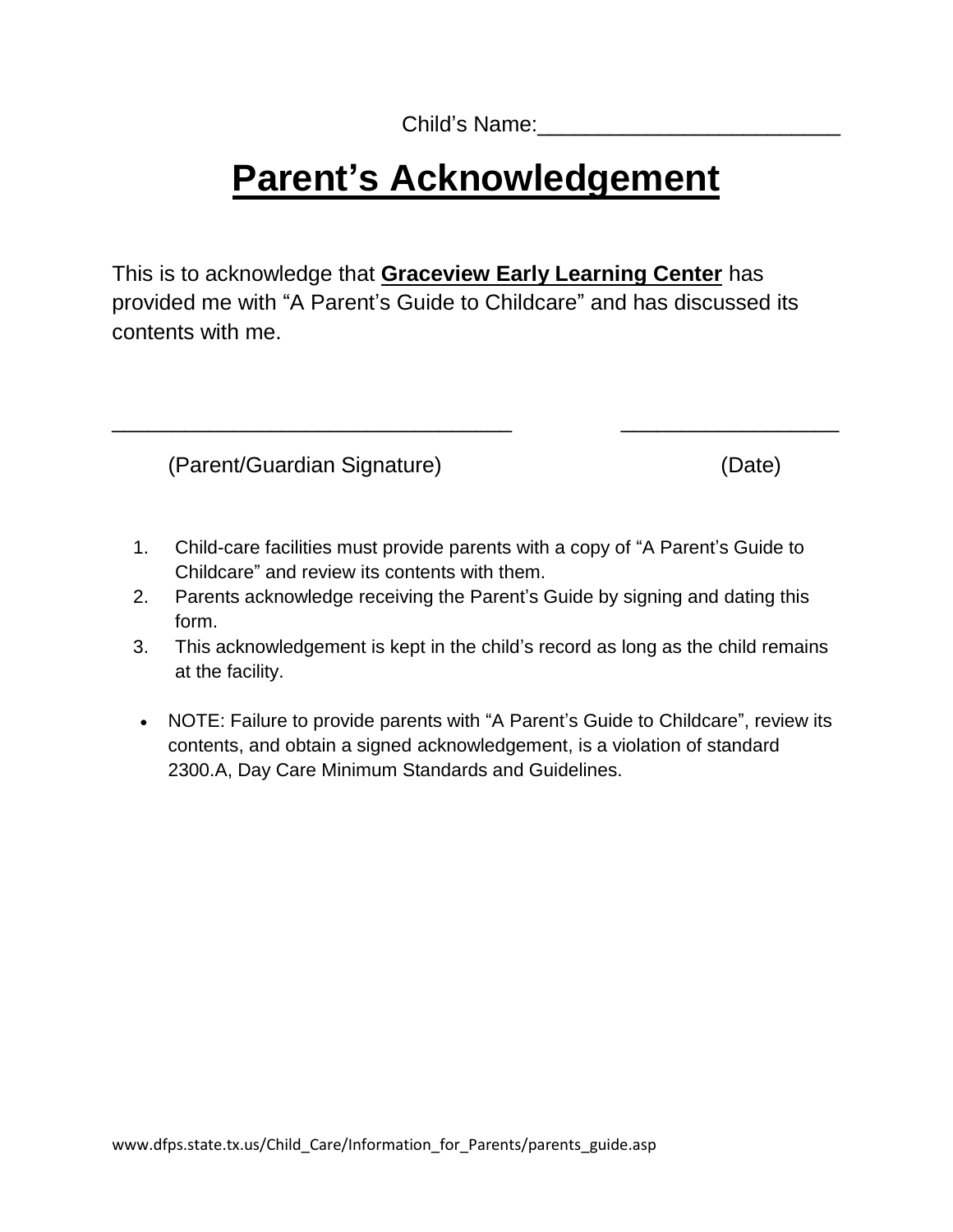Child's Name:_________________________

# Parent's Acknowledgement

This is to acknowledge that **Graceview Early Learning Center** has provided me with "A Parent's Guide to Childcare" and has discussed its contents with me.

_________________________________ __________________

(Parent/Guardian Signature) (Date)

1. Child-care facilities must provide parents with a copy of "A Parent's Guide to Childcare" and review its contents with them.
2. Parents acknowledge receiving the Parent's Guide by signing and dating this form.
3. This acknowledgement is kept in the child's record as long as the child remains at the facility.

- NOTE: Failure to provide parents with "A Parent's Guide to Childcare", review its contents, and obtain a signed acknowledgement, is a violation of standard 2300.A, Day Care Minimum Standards and Guidelines.

www.dfps.state.tx.us/Child_Care/Information_for_Parents/parents_guide.asp